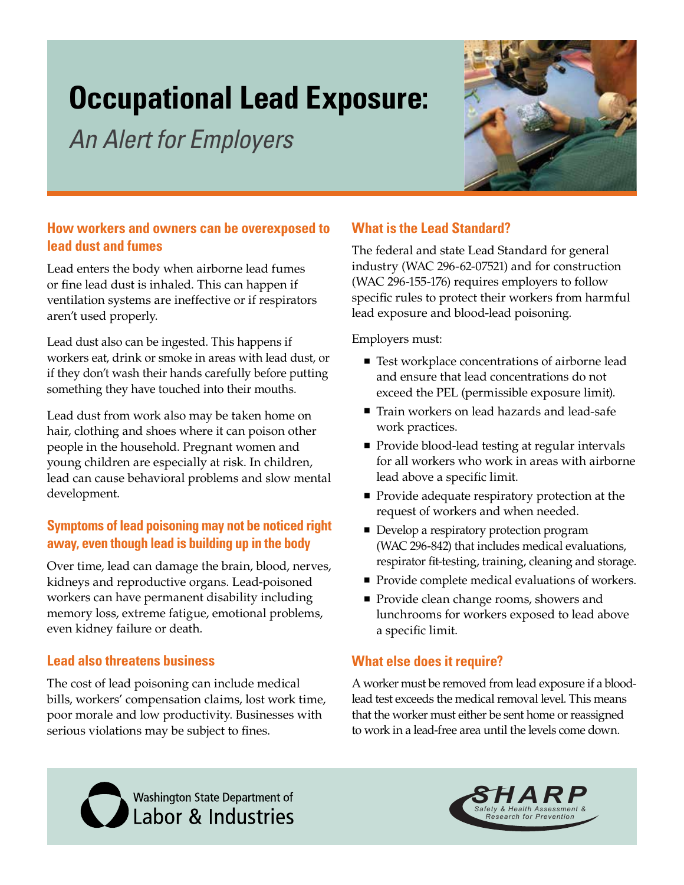# Occupational Lead Exposure:

*An Alert for Employers*

## How workers and owners can be overexposed to lead dust and fumes

Lead enters the body when airborne lead fumes or fine lead dust is inhaled. This can happen if ventilation systems are ineffective or if respirators aren't used properly.

Lead dust also can be ingested. This happens if workers eat, drink or smoke in areas with lead dust, or if they don't wash their hands carefully before putting something they have touched into their mouths.

Lead dust from work also may be taken home on hair, clothing and shoes where it can poison other people in the household. Pregnant women and young children are especially at risk. In children, lead can cause behavioral problems and slow mental development.

## Symptoms of lead poisoning may not be noticed right away, even though lead is building up in the body

Over time, lead can damage the brain, blood, nerves, kidneys and reproductive organs. Lead-poisoned workers can have permanent disability including memory loss, extreme fatigue, emotional problems, even kidney failure or death.

## Lead also threatens business

The cost of lead poisoning can include medical bills, workers' compensation claims, lost work time, poor morale and low productivity. Businesses with serious violations may be subject to fines.

## What is the Lead Standard?

The federal and state Lead Standard for general industry (WAC 296-62-07521) and for construction (WAC 296-155-176) requires employers to follow specific rules to protect their workers from harmful lead exposure and blood-lead poisoning.

Employers must:

- Test workplace concentrations of airborne lead and ensure that lead concentrations do not exceed the PEL (permissible exposure limit).
- Train workers on lead hazards and lead-safe work practices.
- Provide blood-lead testing at regular intervals for all workers who work in areas with airborne lead above a specific limit.
- Provide adequate respiratory protection at the request of workers and when needed.
- Develop a respiratory protection program (WAC 296-842) that includes medical evaluations, respirator fit-testing, training, cleaning and storage.
- Provide complete medical evaluations of workers.
- Provide clean change rooms, showers and lunchrooms for workers exposed to lead above a specific limit.

## What else does it require?

A worker must be removed from lead exposure if a blood-lead test exceeds the medical removal level. This means that the worker must either be sent home or reassigned to work in a lead-free area until the levels come down.

Washington State Department of Labor & Industries

SHARP Safety & Health Assessment & Research for Prevention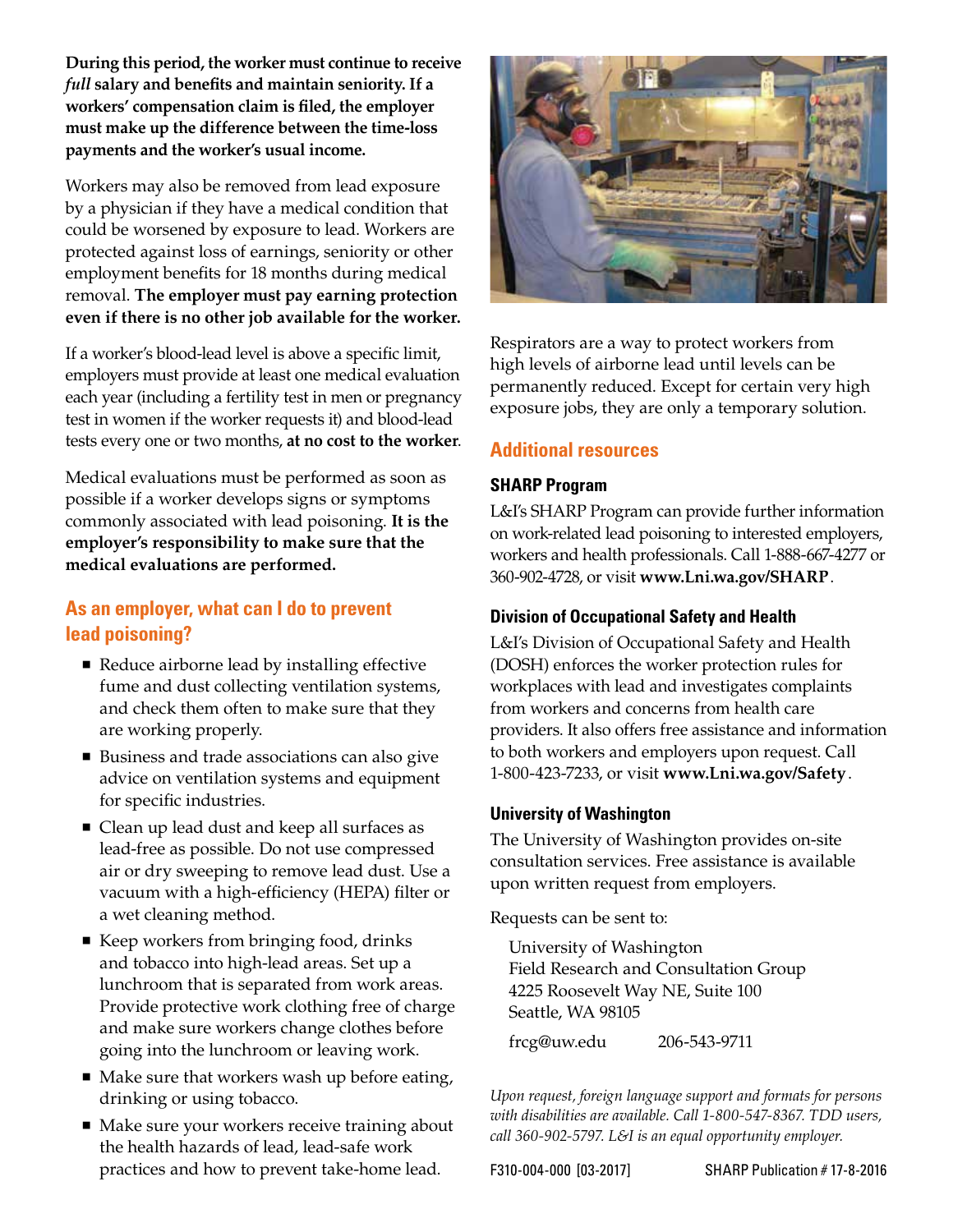**During this period, the worker must continue to receive *full* salary and benefits and maintain seniority. If a workers' compensation claim is filed, the employer must make up the difference between the time-loss payments and the worker's usual income.**

Workers may also be removed from lead exposure by a physician if they have a medical condition that could be worsened by exposure to lead. Workers are protected against loss of earnings, seniority or other employment benefits for 18 months during medical removal. **The employer must pay earning protection even if there is no other job available for the worker.**

If a worker's blood-lead level is above a specific limit, employers must provide at least one medical evaluation each year (including a fertility test in men or pregnancy test in women if the worker requests it) and blood-lead tests every one or two months, **at no cost to the worker**.

Medical evaluations must be performed as soon as possible if a worker develops signs or symptoms commonly associated with lead poisoning. **It is the employer's responsibility to make sure that the medical evaluations are performed.**

## As an employer, what can I do to prevent lead poisoning?

- Reduce airborne lead by installing effective fume and dust collecting ventilation systems, and check them often to make sure that they are working properly.
- Business and trade associations can also give advice on ventilation systems and equipment for specific industries.
- Clean up lead dust and keep all surfaces as lead-free as possible. Do not use compressed air or dry sweeping to remove lead dust. Use a vacuum with a high-efficiency (HEPA) filter or a wet cleaning method.
- Keep workers from bringing food, drinks and tobacco into high-lead areas. Set up a lunchroom that is separated from work areas. Provide protective work clothing free of charge and make sure workers change clothes before going into the lunchroom or leaving work.
- Make sure that workers wash up before eating, drinking or using tobacco.
- Make sure your workers receive training about the health hazards of lead, lead-safe work practices and how to prevent take-home lead.

Respirators are a way to protect workers from high levels of airborne lead until levels can be permanently reduced. Except for certain very high exposure jobs, they are only a temporary solution.

## Additional resources

### SHARP Program

L&I's SHARP Program can provide further information on work-related lead poisoning to interested employers, workers and health professionals. Call 1-888-667-4277 or 360-902-4728, or visit **www.Lni.wa.gov/SHARP**.

### Division of Occupational Safety and Health

L&I's Division of Occupational Safety and Health (DOSH) enforces the worker protection rules for workplaces with lead and investigates complaints from workers and concerns from health care providers. It also offers free assistance and information to both workers and employers upon request. Call 1-800-423-7233, or visit **www.Lni.wa.gov/Safety**.

### University of Washington

The University of Washington provides on-site consultation services. Free assistance is available upon written request from employers.

Requests can be sent to:

University of Washington
Field Research and Consultation Group
4225 Roosevelt Way NE, Suite 100
Seattle, WA 98105

frcg@uw.edu    206-543-9711

*Upon request, foreign language support and formats for persons with disabilities are available. Call 1-800-547-8367. TDD users, call 360-902-5797. L&I is an equal opportunity employer.*

F310-004-000 [03-2017]    SHARP Publication # 17-8-2016